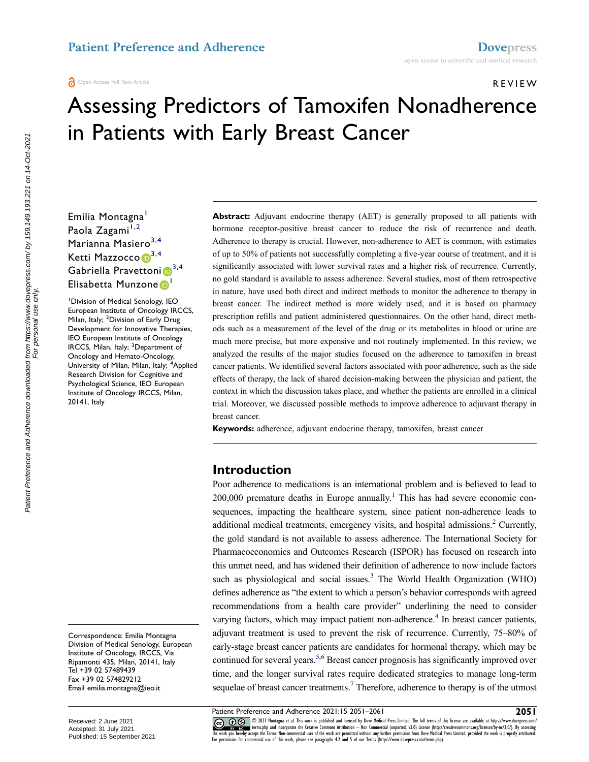REVIEW

# Assessing Predictors of Tamoxifen Nonadherence in Patients with Early Breast Cancer

Emilia Montagna[1]
Paola Zagami[1,2]
Marianna Masiero[3,4]
Ketti Mazzocco[3,4]
Gabriella Pravettoni[3,4]
Elisabetta Munzone[1]

[1]Division of Medical Senology, IEO European Institute of Oncology IRCCS, Milan, Italy; [2]Division of Early Drug Development for Innovative Therapies, IEO European Institute of Oncology IRCCS, Milan, Italy; [3]Department of Oncology and Hemato-Oncology, University of Milan, Milan, Italy; [4]Applied Research Division for Cognitive and Psychological Science, IEO European Institute of Oncology IRCCS, Milan, 20141, Italy

Correspondence: Emilia Montagna
Division of Medical Senology, European Institute of Oncology, IRCCS, Via Ripamonti 435, Milan, 20141, Italy
Tel +39 02 57489439
Fax +39 02 574829212
Email emilia.montagna@ieo.it

**Abstract:** Adjuvant endocrine therapy (AET) is generally proposed to all patients with hormone receptor-positive breast cancer to reduce the risk of recurrence and death. Adherence to therapy is crucial. However, non-adherence to AET is common, with estimates of up to 50% of patients not successfully completing a five-year course of treatment, and it is significantly associated with lower survival rates and a higher risk of recurrence. Currently, no gold standard is available to assess adherence. Several studies, most of them retrospective in nature, have used both direct and indirect methods to monitor the adherence to therapy in breast cancer. The indirect method is more widely used, and it is based on pharmacy prescription refills and patient administered questionnaires. On the other hand, direct methods such as a measurement of the level of the drug or its metabolites in blood or urine are much more precise, but more expensive and not routinely implemented. In this review, we analyzed the results of the major studies focused on the adherence to tamoxifen in breast cancer patients. We identified several factors associated with poor adherence, such as the side effects of therapy, the lack of shared decision-making between the physician and patient, the context in which the discussion takes place, and whether the patients are enrolled in a clinical trial. Moreover, we discussed possible methods to improve adherence to adjuvant therapy in breast cancer.

**Keywords:** adherence, adjuvant endocrine therapy, tamoxifen, breast cancer

## Introduction

Poor adherence to medications is an international problem and is believed to lead to 200,000 premature deaths in Europe annually.[1] This has had severe economic consequences, impacting the healthcare system, since patient non-adherence leads to additional medical treatments, emergency visits, and hospital admissions.[2] Currently, the gold standard is not available to assess adherence. The International Society for Pharmacoeconomics and Outcomes Research (ISPOR) has focused on research into this unmet need, and has widened their definition of adherence to now include factors such as physiological and social issues.[3] The World Health Organization (WHO) defines adherence as "the extent to which a person's behavior corresponds with agreed recommendations from a health care provider" underlining the need to consider varying factors, which may impact patient non-adherence.[4] In breast cancer patients, adjuvant treatment is used to prevent the risk of recurrence. Currently, 75–80% of early-stage breast cancer patients are candidates for hormonal therapy, which may be continued for several years.[5,6] Breast cancer prognosis has significantly improved over time, and the longer survival rates require dedicated strategies to manage long-term sequelae of breast cancer treatments.[7] Therefore, adherence to therapy is of the utmost

Received: 2 June 2021
Accepted: 31 July 2021
Published: 15 September 2021

© 2021 Montagna et al. This work is published and licensed by Dove Medical Press Limited. The full terms of this license are available at https://www.dovepress.com/terms.php and incorporate the Creative Commons Attribution – Non Commercial (unported, v3.0) License (http://creativecommons.org/licenses/by-nc/3.0/). By accessing the work you hereby accept the Terms. Non-commercial uses of the work are permitted without any further permission from Dove Medical Press Limited, provided the work is properly attributed. For permission for commercial use of this work, please see paragraphs 4.2 and 5 of our Terms (https://www.dovepress.com/terms.php).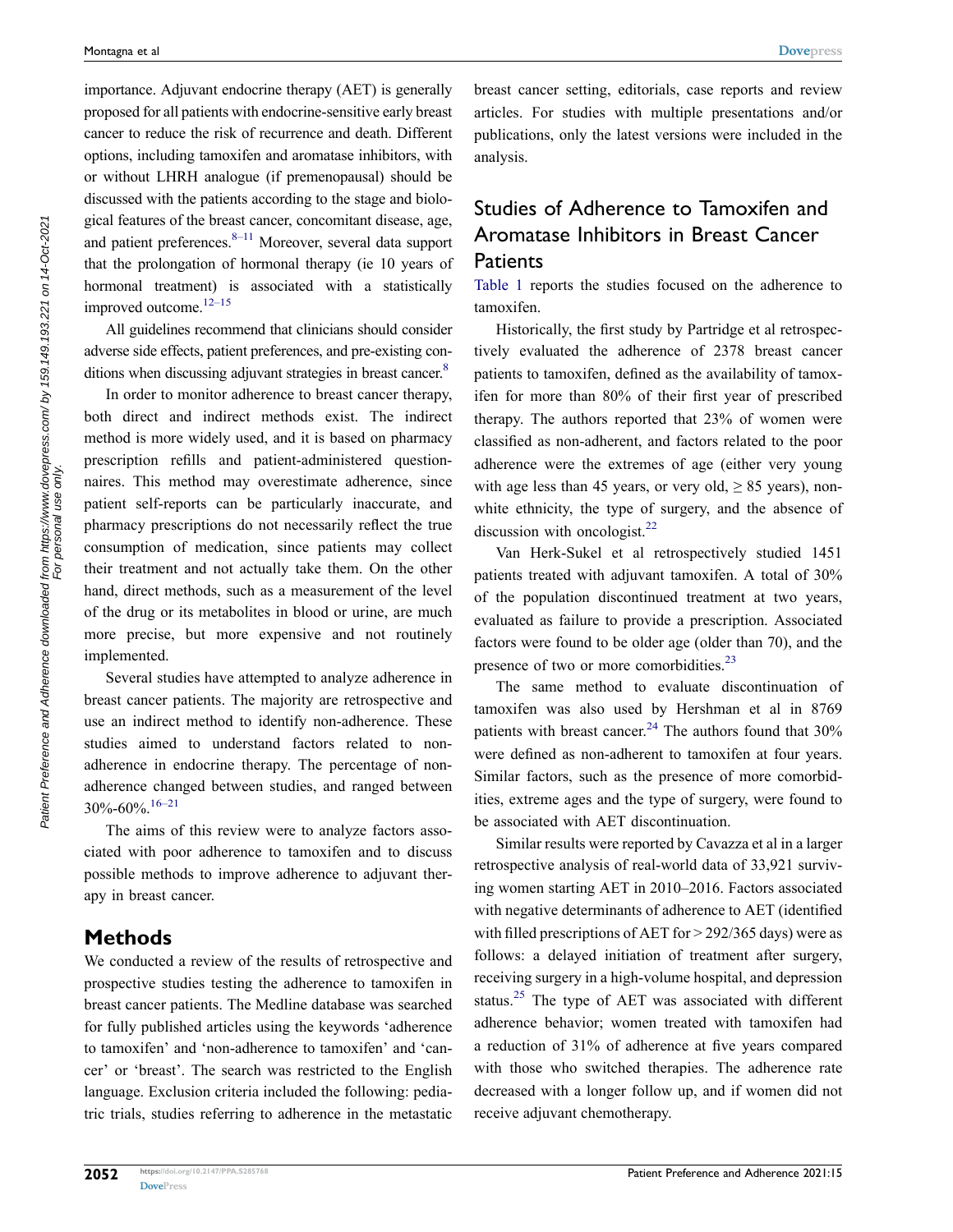importance. Adjuvant endocrine therapy (AET) is generally proposed for all patients with endocrine-sensitive early breast cancer to reduce the risk of recurrence and death. Different options, including tamoxifen and aromatase inhibitors, with or without LHRH analogue (if premenopausal) should be discussed with the patients according to the stage and biological features of the breast cancer, concomitant disease, age, and patient preferences.[8–11] Moreover, several data support that the prolongation of hormonal therapy (ie 10 years of hormonal treatment) is associated with a statistically improved outcome.[12–15]

All guidelines recommend that clinicians should consider adverse side effects, patient preferences, and pre-existing conditions when discussing adjuvant strategies in breast cancer.[8]

In order to monitor adherence to breast cancer therapy, both direct and indirect methods exist. The indirect method is more widely used, and it is based on pharmacy prescription refills and patient-administered questionnaires. This method may overestimate adherence, since patient self-reports can be particularly inaccurate, and pharmacy prescriptions do not necessarily reflect the true consumption of medication, since patients may collect their treatment and not actually take them. On the other hand, direct methods, such as a measurement of the level of the drug or its metabolites in blood or urine, are much more precise, but more expensive and not routinely implemented.

Several studies have attempted to analyze adherence in breast cancer patients. The majority are retrospective and use an indirect method to identify non-adherence. These studies aimed to understand factors related to non-adherence in endocrine therapy. The percentage of non-adherence changed between studies, and ranged between 30%-60%.[16–21]

The aims of this review were to analyze factors associated with poor adherence to tamoxifen and to discuss possible methods to improve adherence to adjuvant therapy in breast cancer.

## Methods

We conducted a review of the results of retrospective and prospective studies testing the adherence to tamoxifen in breast cancer patients. The Medline database was searched for fully published articles using the keywords 'adherence to tamoxifen' and 'non-adherence to tamoxifen' and 'cancer' or 'breast'. The search was restricted to the English language. Exclusion criteria included the following: pediatric trials, studies referring to adherence in the metastatic breast cancer setting, editorials, case reports and review articles. For studies with multiple presentations and/or publications, only the latest versions were included in the analysis.

## Studies of Adherence to Tamoxifen and Aromatase Inhibitors in Breast Cancer Patients

Table 1 reports the studies focused on the adherence to tamoxifen.

Historically, the first study by Partridge et al retrospectively evaluated the adherence of 2378 breast cancer patients to tamoxifen, defined as the availability of tamoxifen for more than 80% of their first year of prescribed therapy. The authors reported that 23% of women were classified as non-adherent, and factors related to the poor adherence were the extremes of age (either very young with age less than 45 years, or very old, ≥ 85 years), non-white ethnicity, the type of surgery, and the absence of discussion with oncologist.[22]

Van Herk-Sukel et al retrospectively studied 1451 patients treated with adjuvant tamoxifen. A total of 30% of the population discontinued treatment at two years, evaluated as failure to provide a prescription. Associated factors were found to be older age (older than 70), and the presence of two or more comorbidities.[23]

The same method to evaluate discontinuation of tamoxifen was also used by Hershman et al in 8769 patients with breast cancer.[24] The authors found that 30% were defined as non-adherent to tamoxifen at four years. Similar factors, such as the presence of more comorbidities, extreme ages and the type of surgery, were found to be associated with AET discontinuation.

Similar results were reported by Cavazza et al in a larger retrospective analysis of real-world data of 33,921 surviving women starting AET in 2010–2016. Factors associated with negative determinants of adherence to AET (identified with filled prescriptions of AET for > 292/365 days) were as follows: a delayed initiation of treatment after surgery, receiving surgery in a high-volume hospital, and depression status.[25] The type of AET was associated with different adherence behavior; women treated with tamoxifen had a reduction of 31% of adherence at five years compared with those who switched therapies. The adherence rate decreased with a longer follow up, and if women did not receive adjuvant chemotherapy.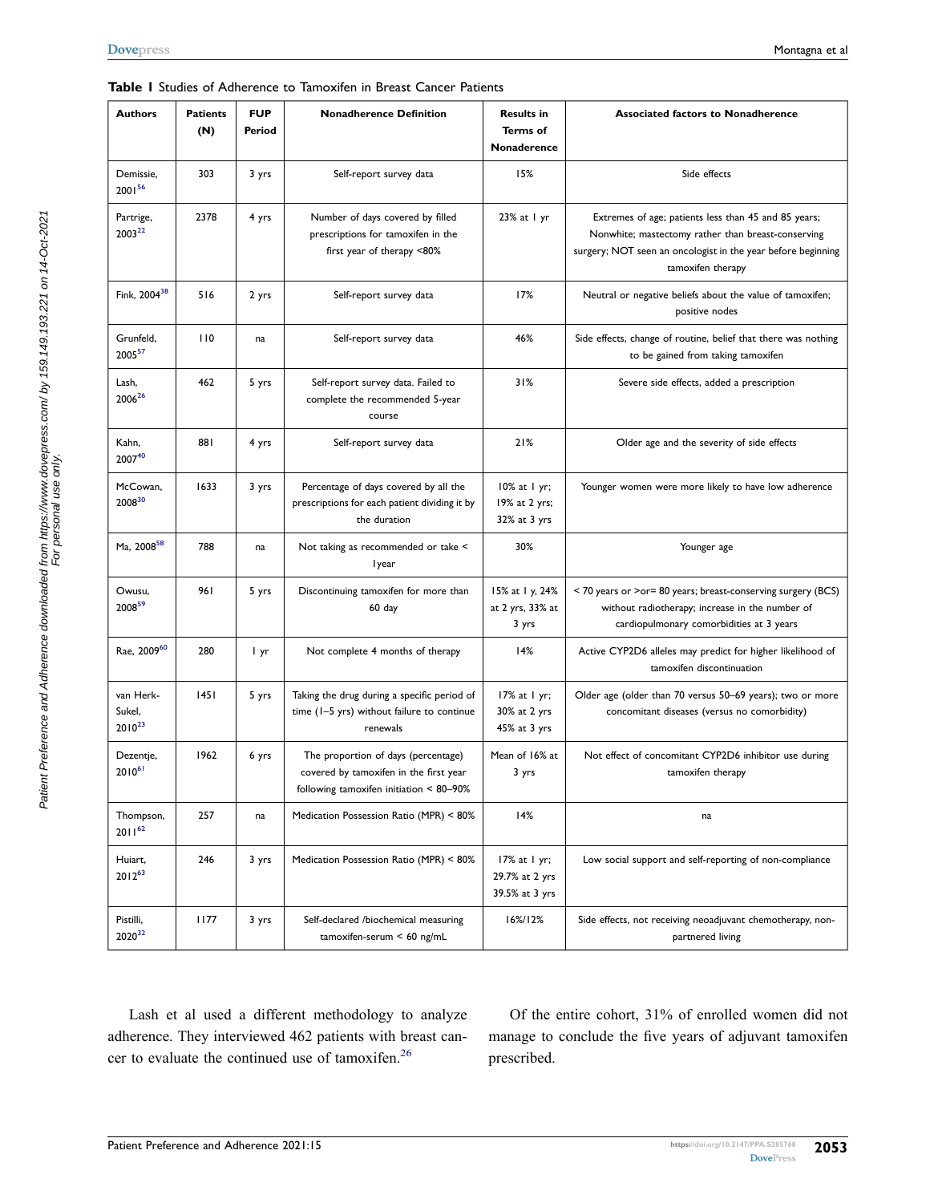**Table 1** Studies of Adherence to Tamoxifen in Breast Cancer Patients

| Authors | Patients (N) | FUP Period | Nonadherence Definition | Results in Terms of Nonadherence | Associated factors to Nonadherence |
|---|---|---|---|---|---|
| Demissie, 2001[56] | 303 | 3 yrs | Self-report survey data | 15% | Side effects |
| Partrige, 2003[22] | 2378 | 4 yrs | Number of days covered by filled prescriptions for tamoxifen in the first year of therapy <80% | 23% at 1 yr | Extremes of age; patients less than 45 and 85 years; Nonwhite; mastectomy rather than breast-conserving surgery; NOT seen an oncologist in the year before beginning tamoxifen therapy |
| Fink, 2004[38] | 516 | 2 yrs | Self-report survey data | 17% | Neutral or negative beliefs about the value of tamoxifen; positive nodes |
| Grunfeld, 2005[57] | 110 | na | Self-report survey data | 46% | Side effects, change of routine, belief that there was nothing to be gained from taking tamoxifen |
| Lash, 2006[26] | 462 | 5 yrs | Self-report survey data. Failed to complete the recommended 5-year course | 31% | Severe side effects, added a prescription |
| Kahn, 2007[40] | 881 | 4 yrs | Self-report survey data | 21% | Older age and the severity of side effects |
| McCowan, 2008[30] | 1633 | 3 yrs | Percentage of days covered by all the prescriptions for each patient dividing it by the duration | 10% at 1 yr; 19% at 2 yrs; 32% at 3 yrs | Younger women were more likely to have low adherence |
| Ma, 2008[58] | 788 | na | Not taking as recommended or take < 1year | 30% | Younger age |
| Owusu, 2008[59] | 961 | 5 yrs | Discontinuing tamoxifen for more than 60 day | 15% at 1 y, 24% at 2 yrs, 33% at 3 yrs | < 70 years or >or= 80 years; breast-conserving surgery (BCS) without radiotherapy; increase in the number of cardiopulmonary comorbidities at 3 years |
| Rae, 2009[60] | 280 | 1 yr | Not complete 4 months of therapy | 14% | Active CYP2D6 alleles may predict for higher likelihood of tamoxifen discontinuation |
| van Herk-Sukel, 2010[23] | 1451 | 5 yrs | Taking the drug during a specific period of time (1–5 yrs) without failure to continue renewals | 17% at 1 yr; 30% at 2 yrs 45% at 3 yrs | Older age (older than 70 versus 50–69 years); two or more concomitant diseases (versus no comorbidity) |
| Dezentje, 2010[61] | 1962 | 6 yrs | The proportion of days (percentage) covered by tamoxifen in the first year following tamoxifen initiation < 80–90% | Mean of 16% at 3 yrs | Not effect of concomitant CYP2D6 inhibitor use during tamoxifen therapy |
| Thompson, 2011[62] | 257 | na | Medication Possession Ratio (MPR) < 80% | 14% | na |
| Huiart, 2012[63] | 246 | 3 yrs | Medication Possession Ratio (MPR) < 80% | 17% at 1 yr; 29.7% at 2 yrs 39.5% at 3 yrs | Low social support and self-reporting of non-compliance |
| Pistilli, 2020[32] | 1177 | 3 yrs | Self-declared /biochemical measuring tamoxifen-serum < 60 ng/mL | 16%/12% | Side effects, not receiving neoadjuvant chemotherapy, non-partnered living |

Lash et al used a different methodology to analyze adherence. They interviewed 462 patients with breast cancer to evaluate the continued use of tamoxifen.[26] Of the entire cohort, 31% of enrolled women did not manage to conclude the five years of adjuvant tamoxifen prescribed.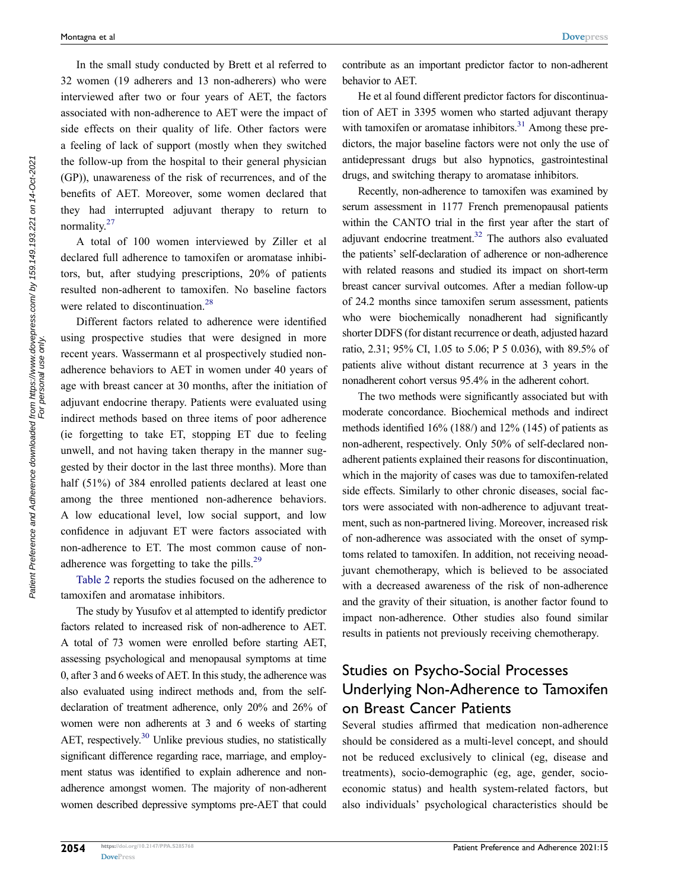In the small study conducted by Brett et al referred to 32 women (19 adherers and 13 non-adherers) who were interviewed after two or four years of AET, the factors associated with non-adherence to AET were the impact of side effects on their quality of life. Other factors were a feeling of lack of support (mostly when they switched the follow-up from the hospital to their general physician (GP)), unawareness of the risk of recurrences, and of the benefits of AET. Moreover, some women declared that they had interrupted adjuvant therapy to return to normality.[27]

A total of 100 women interviewed by Ziller et al declared full adherence to tamoxifen or aromatase inhibitors, but, after studying prescriptions, 20% of patients resulted non-adherent to tamoxifen. No baseline factors were related to discontinuation.[28]

Different factors related to adherence were identified using prospective studies that were designed in more recent years. Wassermann et al prospectively studied non-adherence behaviors to AET in women under 40 years of age with breast cancer at 30 months, after the initiation of adjuvant endocrine therapy. Patients were evaluated using indirect methods based on three items of poor adherence (ie forgetting to take ET, stopping ET due to feeling unwell, and not having taken therapy in the manner suggested by their doctor in the last three months). More than half (51%) of 384 enrolled patients declared at least one among the three mentioned non-adherence behaviors. A low educational level, low social support, and low confidence in adjuvant ET were factors associated with non-adherence to ET. The most common cause of non-adherence was forgetting to take the pills.[29]

Table 2 reports the studies focused on the adherence to tamoxifen and aromatase inhibitors.

The study by Yusufov et al attempted to identify predictor factors related to increased risk of non-adherence to AET. A total of 73 women were enrolled before starting AET, assessing psychological and menopausal symptoms at time 0, after 3 and 6 weeks of AET. In this study, the adherence was also evaluated using indirect methods and, from the self-declaration of treatment adherence, only 20% and 26% of women were non adherents at 3 and 6 weeks of starting AET, respectively.[30] Unlike previous studies, no statistically significant difference regarding race, marriage, and employment status was identified to explain adherence and non-adherence amongst women. The majority of non-adherent women described depressive symptoms pre-AET that could contribute as an important predictor factor to non-adherent behavior to AET.

He et al found different predictor factors for discontinuation of AET in 3395 women who started adjuvant therapy with tamoxifen or aromatase inhibitors.[31] Among these predictors, the major baseline factors were not only the use of antidepressant drugs but also hypnotics, gastrointestinal drugs, and switching therapy to aromatase inhibitors.

Recently, non-adherence to tamoxifen was examined by serum assessment in 1177 French premenopausal patients within the CANTO trial in the first year after the start of adjuvant endocrine treatment.[32] The authors also evaluated the patients' self-declaration of adherence or non-adherence with related reasons and studied its impact on short-term breast cancer survival outcomes. After a median follow-up of 24.2 months since tamoxifen serum assessment, patients who were biochemically nonadherent had significantly shorter DDFS (for distant recurrence or death, adjusted hazard ratio, 2.31; 95% CI, 1.05 to 5.06; P 5 0.036), with 89.5% of patients alive without distant recurrence at 3 years in the nonadherent cohort versus 95.4% in the adherent cohort.

The two methods were significantly associated but with moderate concordance. Biochemical methods and indirect methods identified 16% (188/) and 12% (145) of patients as non-adherent, respectively. Only 50% of self-declared non-adherent patients explained their reasons for discontinuation, which in the majority of cases was due to tamoxifen-related side effects. Similarly to other chronic diseases, social factors were associated with non-adherence to adjuvant treatment, such as non-partnered living. Moreover, increased risk of non-adherence was associated with the onset of symptoms related to tamoxifen. In addition, not receiving neoadjuvant chemotherapy, which is believed to be associated with a decreased awareness of the risk of non-adherence and the gravity of their situation, is another factor found to impact non-adherence. Other studies also found similar results in patients not previously receiving chemotherapy.

## Studies on Psycho-Social Processes Underlying Non-Adherence to Tamoxifen on Breast Cancer Patients

Several studies affirmed that medication non-adherence should be considered as a multi-level concept, and should not be reduced exclusively to clinical (eg, disease and treatments), socio-demographic (eg, age, gender, socio-economic status) and health system-related factors, but also individuals' psychological characteristics should be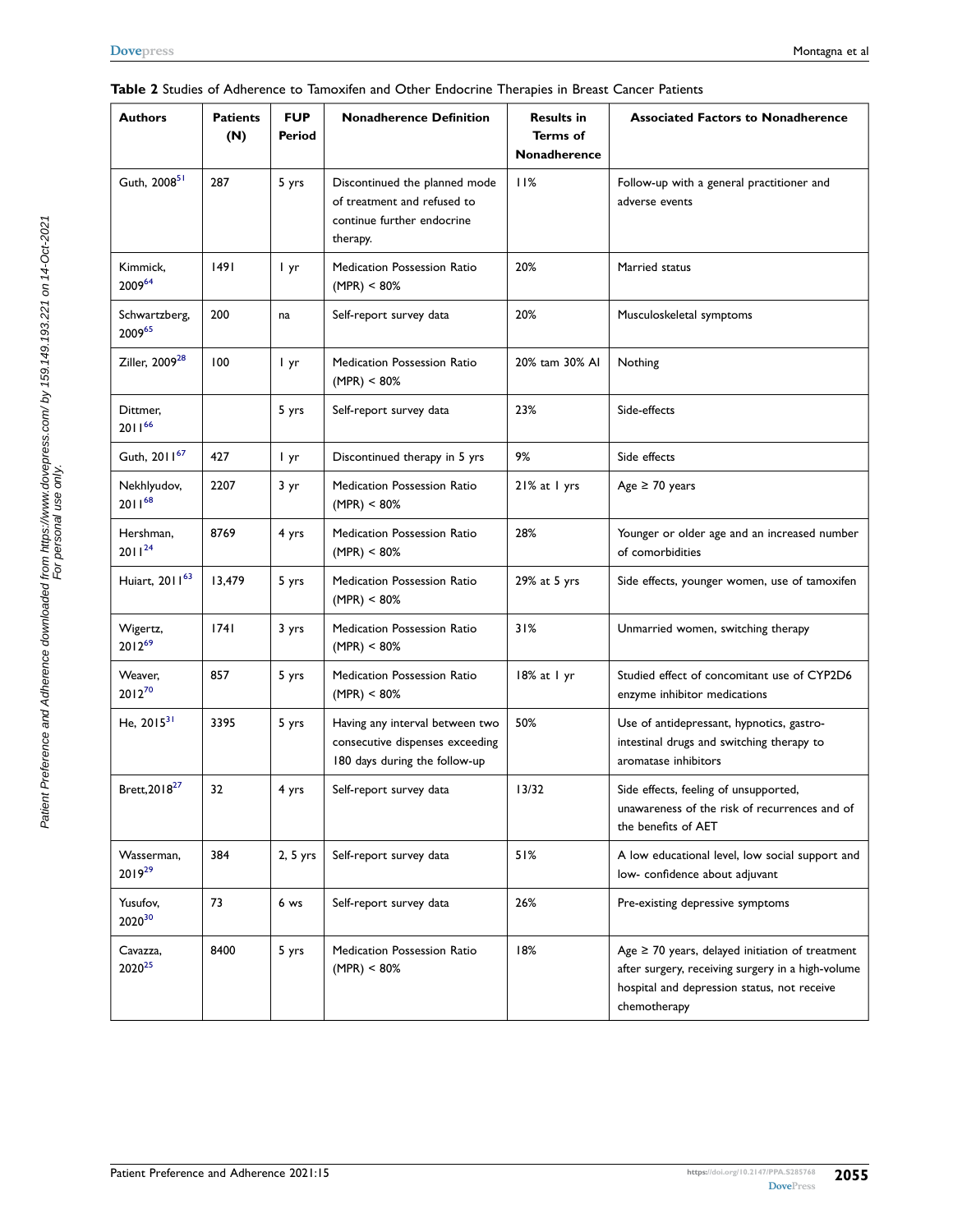**Table 2** Studies of Adherence to Tamoxifen and Other Endocrine Therapies in Breast Cancer Patients

| Authors | Patients (N) | FUP Period | Nonadherence Definition | Results in Terms of Nonadherence | Associated Factors to Nonadherence |
|---|---|---|---|---|---|
| Guth, 2008[51] | 287 | 5 yrs | Discontinued the planned mode of treatment and refused to continue further endocrine therapy. | 11% | Follow-up with a general practitioner and adverse events |
| Kimmick, 2009[64] | 1491 | 1 yr | Medication Possession Ratio (MPR) < 80% | 20% | Married status |
| Schwartzberg, 2009[65] | 200 | na | Self-report survey data | 20% | Musculoskeletal symptoms |
| Ziller, 2009[28] | 100 | 1 yr | Medication Possession Ratio (MPR) < 80% | 20% tam 30% AI | Nothing |
| Dittmer, 2011[66] | | 5 yrs | Self-report survey data | 23% | Side-effects |
| Guth, 2011[67] | 427 | 1 yr | Discontinued therapy in 5 yrs | 9% | Side effects |
| Nekhlyudov, 2011[68] | 2207 | 3 yr | Medication Possession Ratio (MPR) < 80% | 21% at 1 yrs | Age ≥ 70 years |
| Hershman, 2011[24] | 8769 | 4 yrs | Medication Possession Ratio (MPR) < 80% | 28% | Younger or older age and an increased number of comorbidities |
| Huiart, 2011[63] | 13,479 | 5 yrs | Medication Possession Ratio (MPR) < 80% | 29% at 5 yrs | Side effects, younger women, use of tamoxifen |
| Wigertz, 2012[69] | 1741 | 3 yrs | Medication Possession Ratio (MPR) < 80% | 31% | Unmarried women, switching therapy |
| Weaver, 2012[70] | 857 | 5 yrs | Medication Possession Ratio (MPR) < 80% | 18% at 1 yr | Studied effect of concomitant use of CYP2D6 enzyme inhibitor medications |
| He, 2015[31] | 3395 | 5 yrs | Having any interval between two consecutive dispenses exceeding 180 days during the follow-up | 50% | Use of antidepressant, hypnotics, gastro-intestinal drugs and switching therapy to aromatase inhibitors |
| Brett,2018[27] | 32 | 4 yrs | Self-report survey data | 13/32 | Side effects, feeling of unsupported, unawareness of the risk of recurrences and of the benefits of AET |
| Wasserman, 2019[29] | 384 | 2, 5 yrs | Self-report survey data | 51% | A low educational level, low social support and low- confidence about adjuvant |
| Yusufov, 2020[30] | 73 | 6 ws | Self-report survey data | 26% | Pre-existing depressive symptoms |
| Cavazza, 2020[25] | 8400 | 5 yrs | Medication Possession Ratio (MPR) < 80% | 18% | Age ≥ 70 years, delayed initiation of treatment after surgery, receiving surgery in a high-volume hospital and depression status, not receive chemotherapy |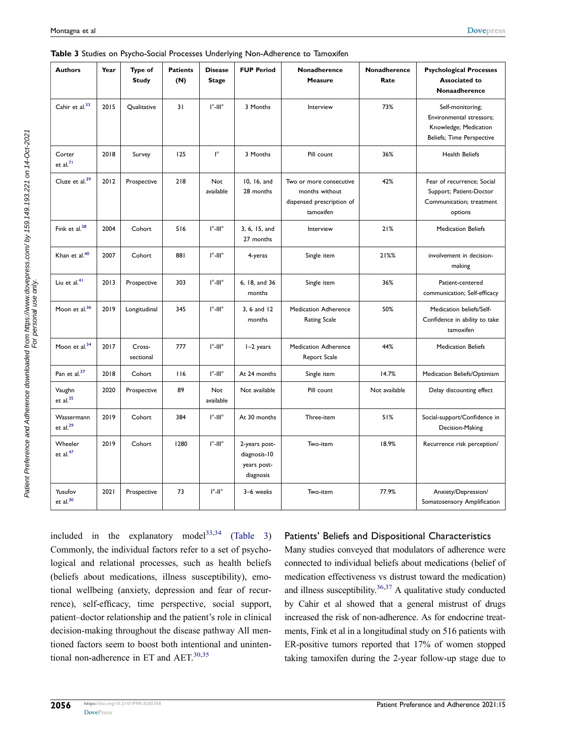**Table 3** Studies on Psycho-Social Processes Underlying Non-Adherence to Tamoxifen

| Authors | Year | Type of Study | Patients (N) | Disease Stage | FUP Period | Nonadherence Measure | Nonadherence Rate | Psychological Processes Associated to Nonaadherence |
|---|---|---|---|---|---|---|---|---|
| Cahir et al.[33] | 2015 | Qualitative | 31 | I°-III° | 3 Months | Interview | 73% | Self-monitoring; Environmental stressors; Knowledge; Medication Beliefs; Time Perspective |
| Corter et al.[71] | 2018 | Survey | 125 | I° | 3 Months | Pill count | 36% | Health Beliefs |
| Cluze et al.[39] | 2012 | Prospective | 218 | Not available | 10, 16, and 28 months | Two or more consecutive months without dispensed prescription of tamoxifen | 42% | Fear of recurrence; Social Support; Patient-Doctor Communication; treatment options |
| Fink et al.[38] | 2004 | Cohort | 516 | I°-III° | 3, 6, 15, and 27 months | Interview | 21% | Medication Beliefs |
| Khan et al.[40] | 2007 | Cohort | 881 | I°-III° | 4-yeras | Single item | 21%% | involvement in decision-making |
| Liu et al.[41] | 2013 | Prospective | 303 | I°-III° | 6, 18, and 36 months | Single item | 36% | Patient-centered communication; Self-efficacy |
| Moon et al.[36] | 2019 | Longitudinal | 345 | I°-III° | 3, 6 and 12 months | Medication Adherence Rating Scale | 50% | Medication beliefs/Self-Confidence in ability to take tamoxifen |
| Moon et al.[34] | 2017 | Cross-sectional | 777 | I°-III° | 1–2 years | Medication Adherence Report Scale | 44% | Medication Beliefs |
| Pan et al.[37] | 2018 | Cohort | 116 | I°-III° | At 24 months | Single item | 14.7% | Medication Beliefs/Optimism |
| Vaughn et al.[35] | 2020 | Prospective | 89 | Not available | Not available | Pill count | Not available | Delay discounting effect |
| Wassermann et al.[29] | 2019 | Cohort | 384 | I°-III° | At 30 months | Three-item | 51% | Social-support/Confidence in Decision-Making |
| Wheeler et al.[47] | 2019 | Cohort | 1280 | I°-III° | 2-years post-diagnosis-10 years post-diagnosis | Two-item | 18.9% | Recurrence risk perception/ |
| Yusufov et al.[30] | 2021 | Prospective | 73 | I°-II° | 3–6 weeks | Two-item | 77.9% | Anxiety/Depression/ Somatosensory Amplification |

included in the explanatory model[33,34] (Table 3) Commonly, the individual factors refer to a set of psychological and relational processes, such as health beliefs (beliefs about medications, illness susceptibility), emotional wellbeing (anxiety, depression and fear of recurrence), self-efficacy, time perspective, social support, patient–doctor relationship and the patient's role in clinical decision-making throughout the disease pathway All mentioned factors seem to boost both intentional and unintentional non-adherence in ET and AET.[30,35]

## Patients' Beliefs and Dispositional Characteristics

Many studies conveyed that modulators of adherence were connected to individual beliefs about medications (belief of medication effectiveness vs distrust toward the medication) and illness susceptibility.[36,37] A qualitative study conducted by Cahir et al showed that a general mistrust of drugs increased the risk of non-adherence. As for endocrine treatments, Fink et al in a longitudinal study on 516 patients with ER-positive tumors reported that 17% of women stopped taking tamoxifen during the 2-year follow-up stage due to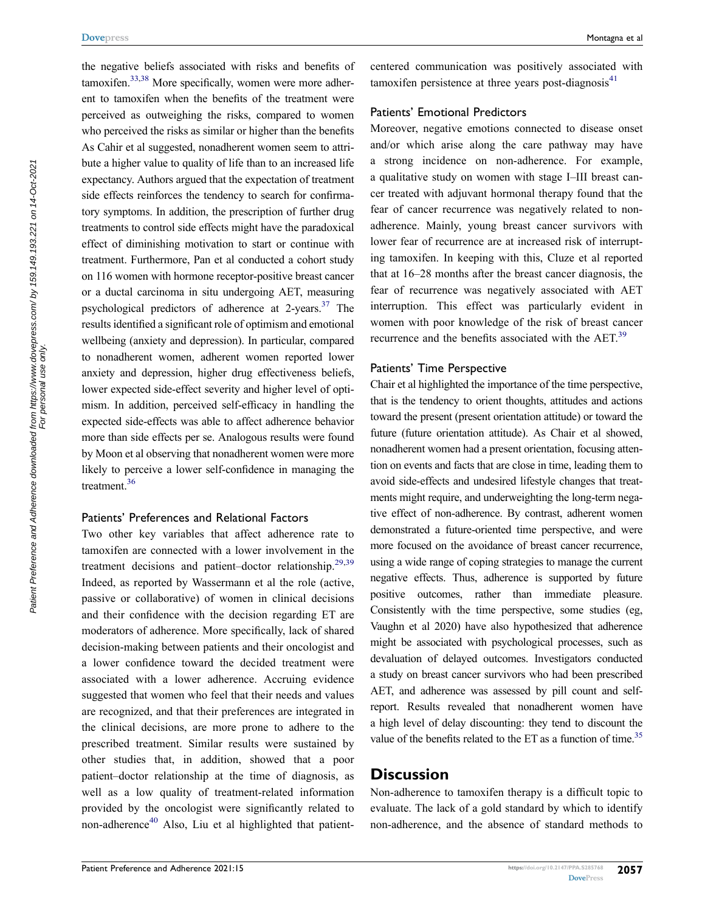the negative beliefs associated with risks and benefits of tamoxifen.[33,38] More specifically, women were more adherent to tamoxifen when the benefits of the treatment were perceived as outweighing the risks, compared to women who perceived the risks as similar or higher than the benefits As Cahir et al suggested, nonadherent women seem to attribute a higher value to quality of life than to an increased life expectancy. Authors argued that the expectation of treatment side effects reinforces the tendency to search for confirmatory symptoms. In addition, the prescription of further drug treatments to control side effects might have the paradoxical effect of diminishing motivation to start or continue with treatment. Furthermore, Pan et al conducted a cohort study on 116 women with hormone receptor-positive breast cancer or a ductal carcinoma in situ undergoing AET, measuring psychological predictors of adherence at 2-years.[37] The results identified a significant role of optimism and emotional wellbeing (anxiety and depression). In particular, compared to nonadherent women, adherent women reported lower anxiety and depression, higher drug effectiveness beliefs, lower expected side-effect severity and higher level of optimism. In addition, perceived self-efficacy in handling the expected side-effects was able to affect adherence behavior more than side effects per se. Analogous results were found by Moon et al observing that nonadherent women were more likely to perceive a lower self-confidence in managing the treatment.[36]

### Patients' Preferences and Relational Factors

Two other key variables that affect adherence rate to tamoxifen are connected with a lower involvement in the treatment decisions and patient–doctor relationship.[29,39] Indeed, as reported by Wassermann et al the role (active, passive or collaborative) of women in clinical decisions and their confidence with the decision regarding ET are moderators of adherence. More specifically, lack of shared decision-making between patients and their oncologist and a lower confidence toward the decided treatment were associated with a lower adherence. Accruing evidence suggested that women who feel that their needs and values are recognized, and that their preferences are integrated in the clinical decisions, are more prone to adhere to the prescribed treatment. Similar results were sustained by other studies that, in addition, showed that a poor patient–doctor relationship at the time of diagnosis, as well as a low quality of treatment-related information provided by the oncologist were significantly related to non-adherence[40] Also, Liu et al highlighted that patient-centered communication was positively associated with tamoxifen persistence at three years post-diagnosis[41]

### Patients' Emotional Predictors

Moreover, negative emotions connected to disease onset and/or which arise along the care pathway may have a strong incidence on non-adherence. For example, a qualitative study on women with stage I–III breast cancer treated with adjuvant hormonal therapy found that the fear of cancer recurrence was negatively related to non-adherence. Mainly, young breast cancer survivors with lower fear of recurrence are at increased risk of interrupting tamoxifen. In keeping with this, Cluze et al reported that at 16–28 months after the breast cancer diagnosis, the fear of recurrence was negatively associated with AET interruption. This effect was particularly evident in women with poor knowledge of the risk of breast cancer recurrence and the benefits associated with the AET.[39]

### Patients' Time Perspective

Chair et al highlighted the importance of the time perspective, that is the tendency to orient thoughts, attitudes and actions toward the present (present orientation attitude) or toward the future (future orientation attitude). As Chair et al showed, nonadherent women had a present orientation, focusing attention on events and facts that are close in time, leading them to avoid side-effects and undesired lifestyle changes that treatments might require, and underweighting the long-term negative effect of non-adherence. By contrast, adherent women demonstrated a future-oriented time perspective, and were more focused on the avoidance of breast cancer recurrence, using a wide range of coping strategies to manage the current negative effects. Thus, adherence is supported by future positive outcomes, rather than immediate pleasure. Consistently with the time perspective, some studies (eg, Vaughn et al 2020) have also hypothesized that adherence might be associated with psychological processes, such as devaluation of delayed outcomes. Investigators conducted a study on breast cancer survivors who had been prescribed AET, and adherence was assessed by pill count and self-report. Results revealed that nonadherent women have a high level of delay discounting: they tend to discount the value of the benefits related to the ET as a function of time.[35]

## Discussion

Non-adherence to tamoxifen therapy is a difficult topic to evaluate. The lack of a gold standard by which to identify non-adherence, and the absence of standard methods to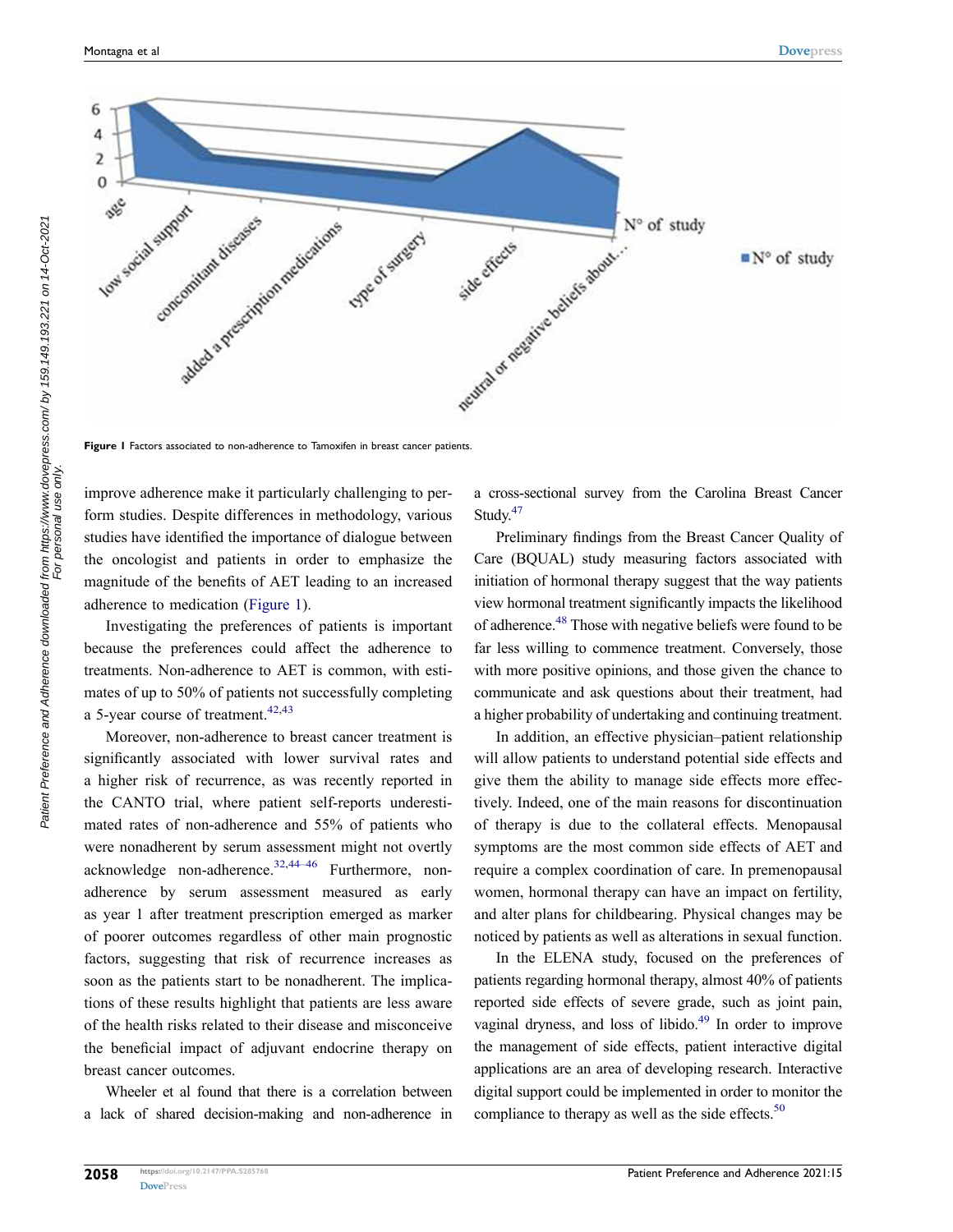Figure 1 Factors associated to non-adherence to Tamoxifen in breast cancer patients.

improve adherence make it particularly challenging to perform studies. Despite differences in methodology, various studies have identified the importance of dialogue between the oncologist and patients in order to emphasize the magnitude of the benefits of AET leading to an increased adherence to medication (Figure 1).

Investigating the preferences of patients is important because the preferences could affect the adherence to treatments. Non-adherence to AET is common, with estimates of up to 50% of patients not successfully completing a 5-year course of treatment.[42,43]

Moreover, non-adherence to breast cancer treatment is significantly associated with lower survival rates and a higher risk of recurrence, as was recently reported in the CANTO trial, where patient self-reports underestimated rates of non-adherence and 55% of patients who were nonadherent by serum assessment might not overtly acknowledge non-adherence.[32,44–46] Furthermore, non-adherence by serum assessment measured as early as year 1 after treatment prescription emerged as marker of poorer outcomes regardless of other main prognostic factors, suggesting that risk of recurrence increases as soon as the patients start to be nonadherent. The implications of these results highlight that patients are less aware of the health risks related to their disease and misconceive the beneficial impact of adjuvant endocrine therapy on breast cancer outcomes.

Wheeler et al found that there is a correlation between a lack of shared decision-making and non-adherence in a cross-sectional survey from the Carolina Breast Cancer Study.[47]

Preliminary findings from the Breast Cancer Quality of Care (BQUAL) study measuring factors associated with initiation of hormonal therapy suggest that the way patients view hormonal treatment significantly impacts the likelihood of adherence.[48] Those with negative beliefs were found to be far less willing to commence treatment. Conversely, those with more positive opinions, and those given the chance to communicate and ask questions about their treatment, had a higher probability of undertaking and continuing treatment.

In addition, an effective physician–patient relationship will allow patients to understand potential side effects and give them the ability to manage side effects more effectively. Indeed, one of the main reasons for discontinuation of therapy is due to the collateral effects. Menopausal symptoms are the most common side effects of AET and require a complex coordination of care. In premenopausal women, hormonal therapy can have an impact on fertility, and alter plans for childbearing. Physical changes may be noticed by patients as well as alterations in sexual function.

In the ELENA study, focused on the preferences of patients regarding hormonal therapy, almost 40% of patients reported side effects of severe grade, such as joint pain, vaginal dryness, and loss of libido.[49] In order to improve the management of side effects, patient interactive digital applications are an area of developing research. Interactive digital support could be implemented in order to monitor the compliance to therapy as well as the side effects.[50]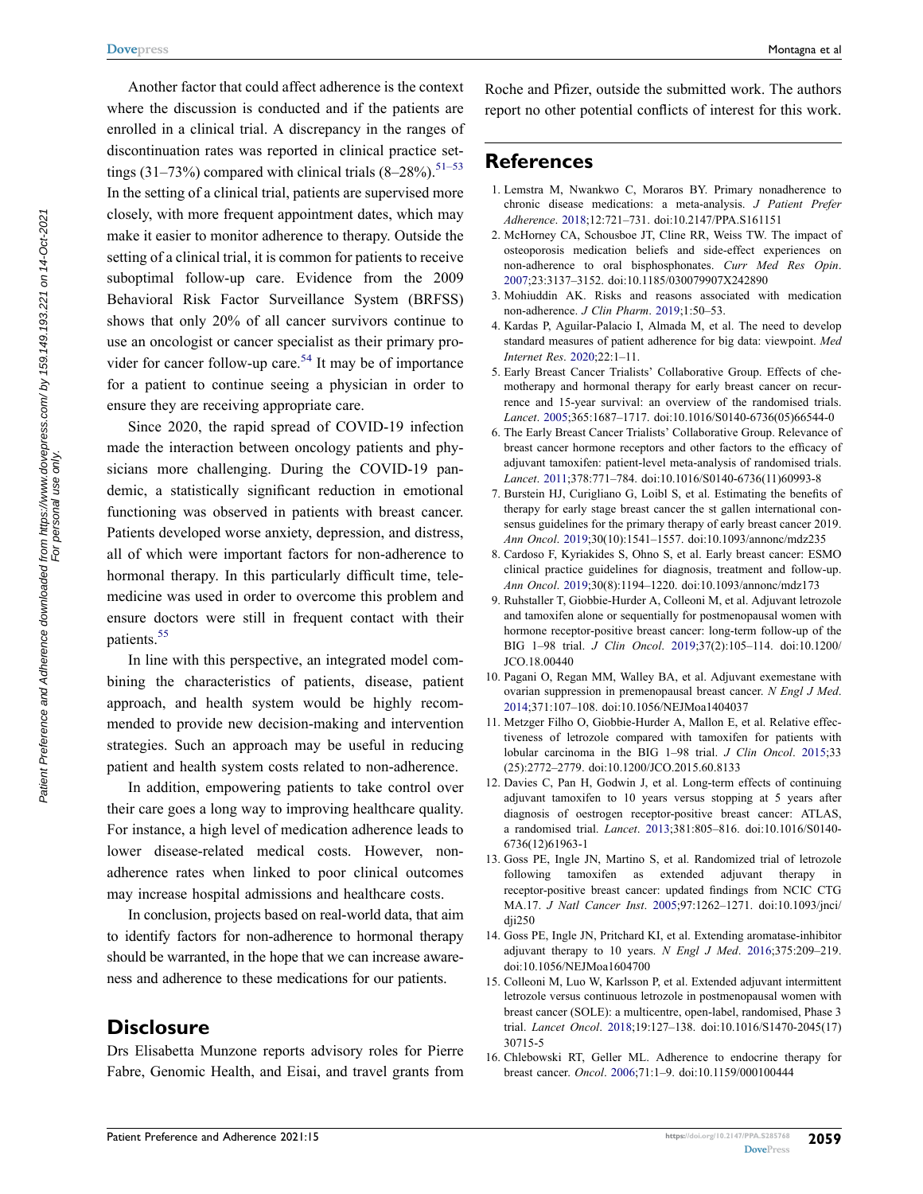Another factor that could affect adherence is the context where the discussion is conducted and if the patients are enrolled in a clinical trial. A discrepancy in the ranges of discontinuation rates was reported in clinical practice settings (31–73%) compared with clinical trials (8–28%).[51–53] In the setting of a clinical trial, patients are supervised more closely, with more frequent appointment dates, which may make it easier to monitor adherence to therapy. Outside the setting of a clinical trial, it is common for patients to receive suboptimal follow-up care. Evidence from the 2009 Behavioral Risk Factor Surveillance System (BRFSS) shows that only 20% of all cancer survivors continue to use an oncologist or cancer specialist as their primary provider for cancer follow-up care.[54] It may be of importance for a patient to continue seeing a physician in order to ensure they are receiving appropriate care.

Since 2020, the rapid spread of COVID-19 infection made the interaction between oncology patients and physicians more challenging. During the COVID-19 pandemic, a statistically significant reduction in emotional functioning was observed in patients with breast cancer. Patients developed worse anxiety, depression, and distress, all of which were important factors for non-adherence to hormonal therapy. In this particularly difficult time, telemedicine was used in order to overcome this problem and ensure doctors were still in frequent contact with their patients.[55]

In line with this perspective, an integrated model combining the characteristics of patients, disease, patient approach, and health system would be highly recommended to provide new decision-making and intervention strategies. Such an approach may be useful in reducing patient and health system costs related to non-adherence.

In addition, empowering patients to take control over their care goes a long way to improving healthcare quality. For instance, a high level of medication adherence leads to lower disease-related medical costs. However, non-adherence rates when linked to poor clinical outcomes may increase hospital admissions and healthcare costs.

In conclusion, projects based on real-world data, that aim to identify factors for non-adherence to hormonal therapy should be warranted, in the hope that we can increase awareness and adherence to these medications for our patients.

## Disclosure

Drs Elisabetta Munzone reports advisory roles for Pierre Fabre, Genomic Health, and Eisai, and travel grants from Roche and Pfizer, outside the submitted work. The authors report no other potential conflicts of interest for this work.

## References

1. Lemstra M, Nwankwo C, Moraros BY. Primary nonadherence to chronic disease medications: a meta-analysis. *J Patient Prefer Adherence*. 2018;12:721–731. doi:10.2147/PPA.S161151
2. McHorney CA, Schousboe JT, Cline RR, Weiss TW. The impact of osteoporosis medication beliefs and side-effect experiences on non-adherence to oral bisphosphonates. *Curr Med Res Opin*. 2007;23:3137–3152. doi:10.1185/030079907X242890
3. Mohiuddin AK. Risks and reasons associated with medication non-adherence. *J Clin Pharm*. 2019;1:50–53.
4. Kardas P, Aguilar-Palacio I, Almada M, et al. The need to develop standard measures of patient adherence for big data: viewpoint. *Med Internet Res*. 2020;22:1–11.
5. Early Breast Cancer Trialists' Collaborative Group. Effects of chemotherapy and hormonal therapy for early breast cancer on recurrence and 15-year survival: an overview of the randomised trials. *Lancet*. 2005;365:1687–1717. doi:10.1016/S0140-6736(05)66544-0
6. The Early Breast Cancer Trialists' Collaborative Group. Relevance of breast cancer hormone receptors and other factors to the efficacy of adjuvant tamoxifen: patient-level meta-analysis of randomised trials. *Lancet*. 2011;378:771–784. doi:10.1016/S0140-6736(11)60993-8
7. Burstein HJ, Curigliano G, Loibl S, et al. Estimating the benefits of therapy for early stage breast cancer the st gallen international consensus guidelines for the primary therapy of early breast cancer 2019. *Ann Oncol*. 2019;30(10):1541–1557. doi:10.1093/annonc/mdz235
8. Cardoso F, Kyriakides S, Ohno S, et al. Early breast cancer: ESMO clinical practice guidelines for diagnosis, treatment and follow-up. *Ann Oncol*. 2019;30(8):1194–1220. doi:10.1093/annonc/mdz173
9. Ruhstaller T, Giobbie-Hurder A, Colleoni M, et al. Adjuvant letrozole and tamoxifen alone or sequentially for postmenopausal women with hormone receptor-positive breast cancer: long-term follow-up of the BIG 1–98 trial. *J Clin Oncol*. 2019;37(2):105–114. doi:10.1200/JCO.18.00440
10. Pagani O, Regan MM, Walley BA, et al. Adjuvant exemestane with ovarian suppression in premenopausal breast cancer. *N Engl J Med*. 2014;371:107–108. doi:10.1056/NEJMoa1404037
11. Metzger Filho O, Giobbie-Hurder A, Mallon E, et al. Relative effectiveness of letrozole compared with tamoxifen for patients with lobular carcinoma in the BIG 1–98 trial. *J Clin Oncol*. 2015;33(25):2772–2779. doi:10.1200/JCO.2015.60.8133
12. Davies C, Pan H, Godwin J, et al. Long-term effects of continuing adjuvant tamoxifen to 10 years versus stopping at 5 years after diagnosis of oestrogen receptor-positive breast cancer: ATLAS, a randomised trial. *Lancet*. 2013;381:805–816. doi:10.1016/S0140-6736(12)61963-1
13. Goss PE, Ingle JN, Martino S, et al. Randomized trial of letrozole following tamoxifen as extended adjuvant therapy in receptor-positive breast cancer: updated findings from NCIC CTG MA.17. *J Natl Cancer Inst*. 2005;97:1262–1271. doi:10.1093/jnci/dji250
14. Goss PE, Ingle JN, Pritchard KI, et al. Extending aromatase-inhibitor adjuvant therapy to 10 years. *N Engl J Med*. 2016;375:209–219. doi:10.1056/NEJMoa1604700
15. Colleoni M, Luo W, Karlsson P, et al. Extended adjuvant intermittent letrozole versus continuous letrozole in postmenopausal women with breast cancer (SOLE): a multicentre, open-label, randomised, Phase 3 trial. *Lancet Oncol*. 2018;19:127–138. doi:10.1016/S1470-2045(17)30715-5
16. Chlebowski RT, Geller ML. Adherence to endocrine therapy for breast cancer. *Oncol*. 2006;71:1–9. doi:10.1159/000100444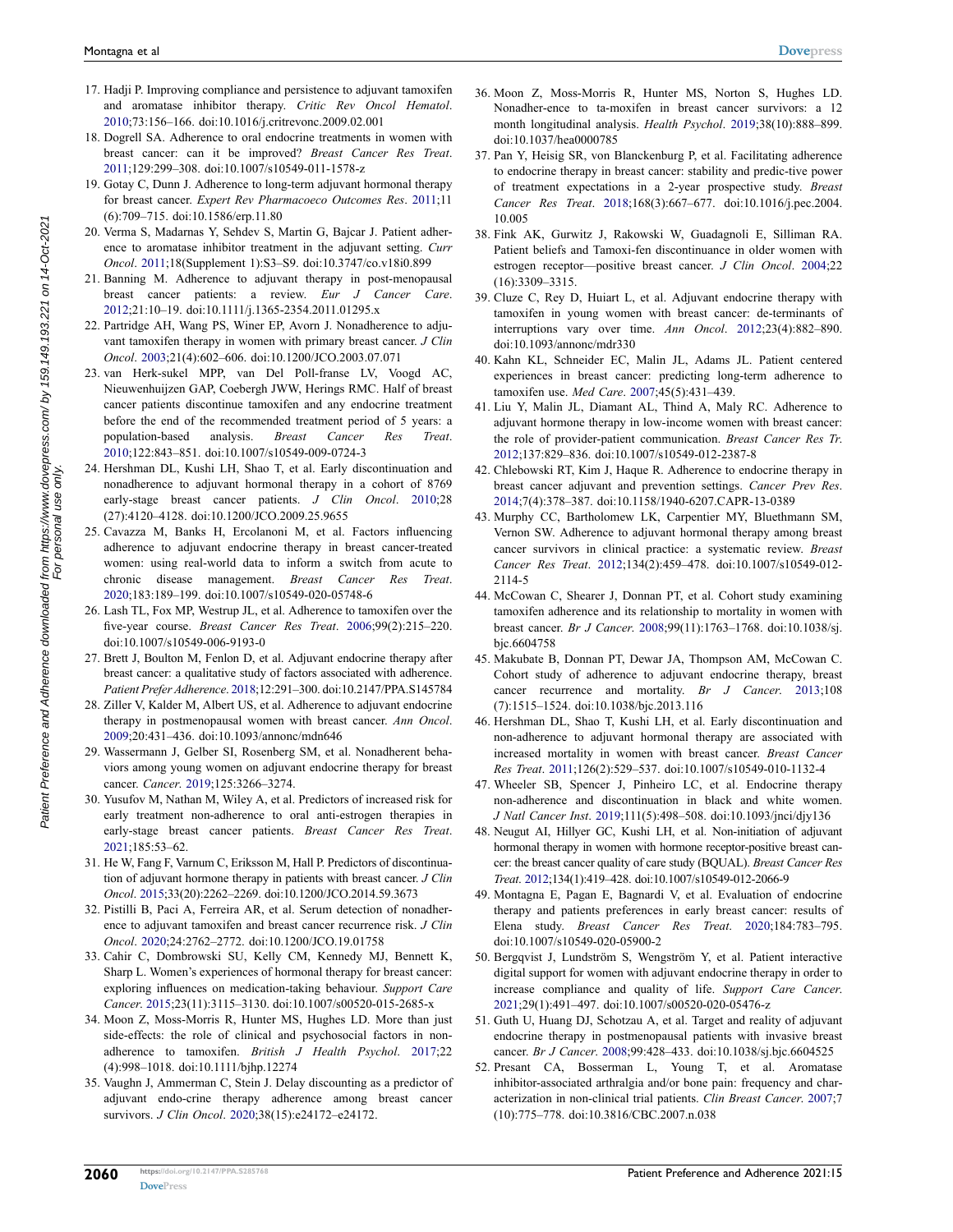17. Hadji P. Improving compliance and persistence to adjuvant tamoxifen and aromatase inhibitor therapy. *Critic Rev Oncol Hematol*. 2010;73:156–166. doi:10.1016/j.critrevonc.2009.02.001
18. Dogrell SA. Adherence to oral endocrine treatments in women with breast cancer: can it be improved? *Breast Cancer Res Treat*. 2011;129:299–308. doi:10.1007/s10549-011-1578-z
19. Gotay C, Dunn J. Adherence to long-term adjuvant hormonal therapy for breast cancer. *Expert Rev Pharmacoeco Outcomes Res*. 2011;11 (6):709–715. doi:10.1586/erp.11.80
20. Verma S, Madarnas Y, Sehdev S, Martin G, Bajcar J. Patient adherence to aromatase inhibitor treatment in the adjuvant setting. *Curr Oncol*. 2011;18(Supplement 1):S3–S9. doi:10.3747/co.v18i0.899
21. Banning M. Adherence to adjuvant therapy in post-menopausal breast cancer patients: a review. *Eur J Cancer Care*. 2012;21:10–19. doi:10.1111/j.1365-2354.2011.01295.x
22. Partridge AH, Wang PS, Winer EP, Avorn J. Nonadherence to adjuvant tamoxifen therapy in women with primary breast cancer. *J Clin Oncol*. 2003;21(4):602–606. doi:10.1200/JCO.2003.07.071
23. van Herk-sukel MPP, van Del Poll-franse LV, Voogd AC, Nieuwenhuijzen GAP, Coebergh JWW, Herings RMC. Half of breast cancer patients discontinue tamoxifen and any endocrine treatment before the end of the recommended treatment period of 5 years: a population-based analysis. *Breast Cancer Res Treat*. 2010;122:843–851. doi:10.1007/s10549-009-0724-3
24. Hershman DL, Kushi LH, Shao T, et al. Early discontinuation and nonadherence to adjuvant hormonal therapy in a cohort of 8769 early-stage breast cancer patients. *J Clin Oncol*. 2010;28 (27):4120–4128. doi:10.1200/JCO.2009.25.9655
25. Cavazza M, Banks H, Ercolanoni M, et al. Factors influencing adherence to adjuvant endocrine therapy in breast cancer-treated women: using real-world data to inform a switch from acute to chronic disease management. *Breast Cancer Res Treat*. 2020;183:189–199. doi:10.1007/s10549-020-05748-6
26. Lash TL, Fox MP, Westrup JL, et al. Adherence to tamoxifen over the five-year course. *Breast Cancer Res Treat*. 2006;99(2):215–220. doi:10.1007/s10549-006-9193-0
27. Brett J, Boulton M, Fenlon D, et al. Adjuvant endocrine therapy after breast cancer: a qualitative study of factors associated with adherence. *Patient Prefer Adherence*. 2018;12:291–300. doi:10.2147/PPA.S145784
28. Ziller V, Kalder M, Albert US, et al. Adherence to adjuvant endocrine therapy in postmenopausal women with breast cancer. *Ann Oncol*. 2009;20:431–436. doi:10.1093/annonc/mdn646
29. Wassermann J, Gelber SI, Rosenberg SM, et al. Nonadherent behaviors among young women on adjuvant endocrine therapy for breast cancer. *Cancer*. 2019;125:3266–3274.
30. Yusufov M, Nathan M, Wiley A, et al. Predictors of increased risk for early treatment non-adherence to oral anti-estrogen therapies in early-stage breast cancer patients. *Breast Cancer Res Treat*. 2021;185:53–62.
31. He W, Fang F, Varnum C, Eriksson M, Hall P. Predictors of discontinuation of adjuvant hormone therapy in patients with breast cancer. *J Clin Oncol*. 2015;33(20):2262–2269. doi:10.1200/JCO.2014.59.3673
32. Pistilli B, Paci A, Ferreira AR, et al. Serum detection of nonadherence to adjuvant tamoxifen and breast cancer recurrence risk. *J Clin Oncol*. 2020;24:2762–2772. doi:10.1200/JCO.19.01758
33. Cahir C, Dombrowski SU, Kelly CM, Kennedy MJ, Bennett K, Sharp L. Women's experiences of hormonal therapy for breast cancer: exploring influences on medication-taking behaviour. *Support Care Cancer*. 2015;23(11):3115–3130. doi:10.1007/s00520-015-2685-x
34. Moon Z, Moss-Morris R, Hunter MS, Hughes LD. More than just side-effects: the role of clinical and psychosocial factors in non-adherence to tamoxifen. *British J Health Psychol*. 2017;22 (4):998–1018. doi:10.1111/bjhp.12274
35. Vaughn J, Ammerman C, Stein J. Delay discounting as a predictor of adjuvant endo-crine therapy adherence among breast cancer survivors. *J Clin Oncol*. 2020;38(15):e24172–e24172.
36. Moon Z, Moss-Morris R, Hunter MS, Norton S, Hughes LD. Nonadher-ence to ta-moxifen in breast cancer survivors: a 12 month longitudinal analysis. *Health Psychol*. 2019;38(10):888–899. doi:10.1037/hea0000785
37. Pan Y, Heisig SR, von Blanckenburg P, et al. Facilitating adherence to endocrine therapy in breast cancer: stability and predic-tive power of treatment expectations in a 2-year prospective study. *Breast Cancer Res Treat*. 2018;168(3):667–677. doi:10.1016/j.pec.2004.10.005
38. Fink AK, Gurwitz J, Rakowski W, Guadagnoli E, Silliman RA. Patient beliefs and Tamoxi-fen discontinuance in older women with estrogen receptor—positive breast cancer. *J Clin Oncol*. 2004;22 (16):3309–3315.
39. Cluze C, Rey D, Huiart L, et al. Adjuvant endocrine therapy with tamoxifen in young women with breast cancer: de-terminants of interruptions vary over time. *Ann Oncol*. 2012;23(4):882–890. doi:10.1093/annonc/mdr330
40. Kahn KL, Schneider EC, Malin JL, Adams JL. Patient centered experiences in breast cancer: predicting long-term adherence to tamoxifen use. *Med Care*. 2007;45(5):431–439.
41. Liu Y, Malin JL, Diamant AL, Thind A, Maly RC. Adherence to adjuvant hormone therapy in low-income women with breast cancer: the role of provider-patient communication. *Breast Cancer Res Tr*. 2012;137:829–836. doi:10.1007/s10549-012-2387-8
42. Chlebowski RT, Kim J, Haque R. Adherence to endocrine therapy in breast cancer adjuvant and prevention settings. *Cancer Prev Res*. 2014;7(4):378–387. doi:10.1158/1940-6207.CAPR-13-0389
43. Murphy CC, Bartholomew LK, Carpentier MY, Bluethmann SM, Vernon SW. Adherence to adjuvant hormonal therapy among breast cancer survivors in clinical practice: a systematic review. *Breast Cancer Res Treat*. 2012;134(2):459–478. doi:10.1007/s10549-012-2114-5
44. McCowan C, Shearer J, Donnan PT, et al. Cohort study examining tamoxifen adherence and its relationship to mortality in women with breast cancer. *Br J Cancer*. 2008;99(11):1763–1768. doi:10.1038/sj.bjc.6604758
45. Makubate B, Donnan PT, Dewar JA, Thompson AM, McCowan C. Cohort study of adherence to adjuvant endocrine therapy, breast cancer recurrence and mortality. *Br J Cancer*. 2013;108 (7):1515–1524. doi:10.1038/bjc.2013.116
46. Hershman DL, Shao T, Kushi LH, et al. Early discontinuation and non-adherence to adjuvant hormonal therapy are associated with increased mortality in women with breast cancer. *Breast Cancer Res Treat*. 2011;126(2):529–537. doi:10.1007/s10549-010-1132-4
47. Wheeler SB, Spencer J, Pinheiro LC, et al. Endocrine therapy non-adherence and discontinuation in black and white women. *J Natl Cancer Inst*. 2019;111(5):498–508. doi:10.1093/jnci/djy136
48. Neugut AI, Hillyer GC, Kushi LH, et al. Non-initiation of adjuvant hormonal therapy in women with hormone receptor-positive breast cancer: the breast cancer quality of care study (BQUAL). *Breast Cancer Res Treat*. 2012;134(1):419–428. doi:10.1007/s10549-012-2066-9
49. Montagna E, Pagan E, Bagnardi V, et al. Evaluation of endocrine therapy and patients preferences in early breast cancer: results of Elena study. *Breast Cancer Res Treat*. 2020;184:783–795. doi:10.1007/s10549-020-05900-2
50. Bergqvist J, Lundström S, Wengström Y, et al. Patient interactive digital support for women with adjuvant endocrine therapy in order to increase compliance and quality of life. *Support Care Cancer*. 2021;29(1):491–497. doi:10.1007/s00520-020-05476-z
51. Guth U, Huang DJ, Schotzau A, et al. Target and reality of adjuvant endocrine therapy in postmenopausal patients with invasive breast cancer. *Br J Cancer*. 2008;99:428–433. doi:10.1038/sj.bjc.6604525
52. Presant CA, Bosserman L, Young T, et al. Aromatase inhibitor-associated arthralgia and/or bone pain: frequency and characterization in non-clinical trial patients. *Clin Breast Cancer*. 2007;7 (10):775–778. doi:10.3816/CBC.2007.n.038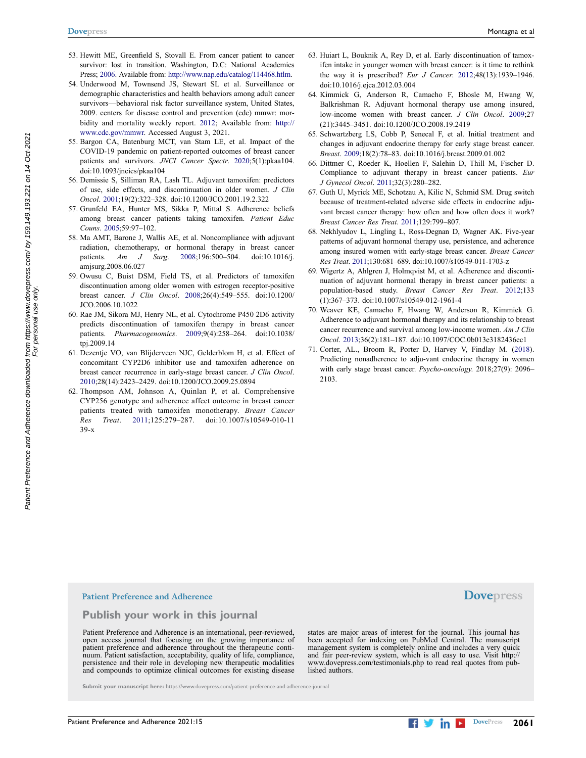53. Hewitt ME, Greenfield S, Stovall E. From cancer patient to cancer survivor: lost in transition. Washington, D.C: National Academies Press; 2006. Available from: http://www.nap.edu/catalog/114468.htlm.
54. Underwood M, Townsend JS, Stewart SL et al. Surveillance or demographic characteristics and health behaviors among adult cancer survivors—behavioral risk factor surveillance system, United States, 2009. centers for disease control and prevention (cdc) mmwr: morbidity and mortality weekly report. 2012; Available from: http://www.cdc.gov/mmwr. Accessed August 3, 2021.
55. Bargon CA, Batenburg MCT, van Stam LE, et al. Impact of the COVID-19 pandemic on patient-reported outcomes of breast cancer patients and survivors. *JNCI Cancer Spectr*. 2020;5(1):pkaa104. doi:10.1093/jncics/pkaa104
56. Demissie S, Silliman RA, Lash TL. Adjuvant tamoxifen: predictors of use, side effects, and discontinuation in older women. *J Clin Oncol*. 2001;19(2):322–328. doi:10.1200/JCO.2001.19.2.322
57. Grunfeld EA, Hunter MS, Sikka P, Mittal S. Adherence beliefs among breast cancer patients taking tamoxifen. *Patient Educ Couns*. 2005;59:97–102.
58. Ma AMT, Barone J, Wallis AE, et al. Noncompliance with adjuvant radiation, chemotherapy, or hormonal therapy in breast cancer patients. *Am J Surg*. 2008;196:500–504. doi:10.1016/j.amjsurg.2008.06.027
59. Owusu C, Buist DSM, Field TS, et al. Predictors of tamoxifen discontinuation among older women with estrogen receptor-positive breast cancer. *J Clin Oncol*. 2008;26(4):549–555. doi:10.1200/JCO.2006.10.1022
60. Rae JM, Sikora MJ, Henry NL, et al. Cytochrome P450 2D6 activity predicts discontinuation of tamoxifen therapy in breast cancer patients. *Pharmacogenomics*. 2009;9(4):258–264. doi:10.1038/tpj.2009.14
61. Dezentje VO, van Blijderveen NJC, Gelderblom H, et al. Effect of concomitant CYP2D6 inhibitor use and tamoxifen adherence on breast cancer recurrence in early-stage breast cancer. *J Clin Oncol*. 2010;28(14):2423–2429. doi:10.1200/JCO.2009.25.0894
62. Thompson AM, Johnson A, Quinlan P, et al. Comprehensive CYP256 genotype and adherence affect outcome in breast cancer patients treated with tamoxifen monotherapy. *Breast Cancer Res Treat*. 2011;125:279–287. doi:10.1007/s10549-010-1139-x
63. Huiart L, Bouknik A, Rey D, et al. Early discontinuation of tamoxifen intake in younger women with breast cancer: is it time to rethink the way it is prescribed? *Eur J Cancer*. 2012;48(13):1939–1946. doi:10.1016/j.ejca.2012.03.004
64. Kimmick G, Anderson R, Camacho F, Bhosle M, Hwang W, Balkrishman R. Adjuvant hormonal therapy use among insured, low-income women with breast cancer. *J Clin Oncol*. 2009;27(21):3445–3451. doi:10.1200/JCO.2008.19.2419
65. Schwartzberg LS, Cobb P, Senecal F, et al. Initial treatment and changes in adjuvant endocrine therapy for early stage breast cancer. *Breast*. 2009;18(2):78–83. doi:10.1016/j.breast.2009.01.002
66. Dittmer C, Roeder K, Hoellen F, Salehin D, Thill M, Fischer D. Compliance to adjuvant therapy in breast cancer patients. *Eur J Gynecol Oncol*. 2011;32(3):280–282.
67. Guth U, Myrick ME, Schotzau A, Kilic N, Schmid SM. Drug switch because of treatment-related adverse side effects in endocrine adjuvant breast cancer therapy: how often and how often does it work? *Breast Cancer Res Treat*. 2011;129:799–807.
68. Nekhlyudov L, Lingling L, Ross-Degnan D, Wagner AK. Five-year patterns of adjuvant hormonal therapy use, persistence, and adherence among insured women with early-stage breast cancer. *Breast Cancer Res Treat*. 2011;130:681–689. doi:10.1007/s10549-011-1703-z
69. Wigertz A, Ahlgren J, Holmqvist M, et al. Adherence and discontinuation of adjuvant hormonal therapy in breast cancer patients: a population-based study. *Breast Cancer Res Treat*. 2012;133(1):367–373. doi:10.1007/s10549-012-1961-4
70. Weaver KE, Camacho F, Hwang W, Anderson R, Kimmick G. Adherence to adjuvant hormonal therapy and its relationship to breast cancer recurrence and survival among low-income women. *Am J Clin Oncol*. 2013;36(2):181–187. doi:10.1097/COC.0b013e3182436ec1
71. Corter, AL., Broom R, Porter D, Harvey V, Findlay M. (2018). Predicting nonadherence to adju-vant endocrine therapy in women with early stage breast cancer. *Psycho-oncology.* 2018;27(9): 2096–2103.

**Patient Preference and Adherence**

**Dovepress**

## Publish your work in this journal

Patient Preference and Adherence is an international, peer-reviewed, open access journal that focusing on the growing importance of patient preference and adherence throughout the therapeutic continuum. Patient satisfaction, acceptability, quality of life, compliance, persistence and their role in developing new therapeutic modalities and compounds to optimize clinical outcomes for existing disease states are major areas of interest for the journal. This journal has been accepted for indexing on PubMed Central. The manuscript management system is completely online and includes a very quick and fair peer-review system, which is all easy to use. Visit http://www.dovepress.com/testimonials.php to read real quotes from published authors.

**Submit your manuscript here:** https://www.dovepress.com/patient-preference-and-adherence-journal